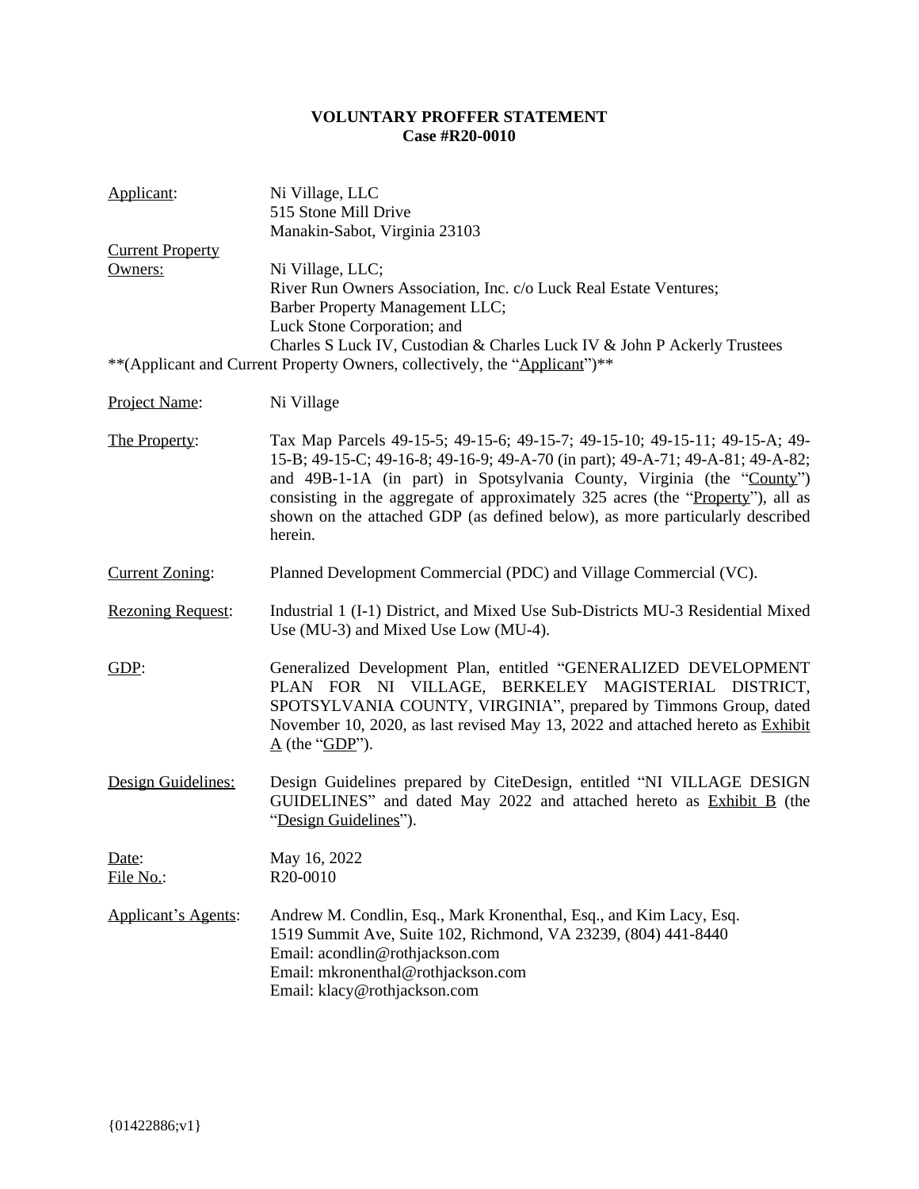**VOLUNTARY PROFFER STATEMENT**
**Case #R20-0010**

| | |
|---|---|
| Applicant: | Ni Village, LLC<br>515 Stone Mill Drive<br>Manakin-Sabot, Virginia 23103 |
| Current Property Owners: | Ni Village, LLC;<br>River Run Owners Association, Inc. c/o Luck Real Estate Ventures;<br>Barber Property Management LLC;<br>Luck Stone Corporation; and<br>Charles S Luck IV, Custodian & Charles Luck IV & John P Ackerly Trustees |

**(Applicant and Current Property Owners, collectively, the "Applicant")**

| | |
|---|---|
| Project Name: | Ni Village |
| The Property: | Tax Map Parcels 49-15-5; 49-15-6; 49-15-7; 49-15-10; 49-15-11; 49-15-A; 49-15-B; 49-15-C; 49-16-8; 49-16-9; 49-A-70 (in part); 49-A-71; 49-A-81; 49-A-82; and 49B-1-1A (in part) in Spotsylvania County, Virginia (the "County") consisting in the aggregate of approximately 325 acres (the "Property"), all as shown on the attached GDP (as defined below), as more particularly described herein. |
| Current Zoning: | Planned Development Commercial (PDC) and Village Commercial (VC). |
| Rezoning Request: | Industrial 1 (I-1) District, and Mixed Use Sub-Districts MU-3 Residential Mixed Use (MU-3) and Mixed Use Low (MU-4). |
| GDP: | Generalized Development Plan, entitled "GENERALIZED DEVELOPMENT PLAN FOR NI VILLAGE, BERKELEY MAGISTERIAL DISTRICT, SPOTSYLVANIA COUNTY, VIRGINIA", prepared by Timmons Group, dated November 10, 2020, as last revised May 13, 2022 and attached hereto as Exhibit A (the "GDP"). |
| Design Guidelines: | Design Guidelines prepared by CiteDesign, entitled "NI VILLAGE DESIGN GUIDELINES" and dated May 2022 and attached hereto as Exhibit B (the "Design Guidelines"). |
| Date: | May 16, 2022 |
| File No.: | R20-0010 |
| Applicant's Agents: | Andrew M. Condlin, Esq., Mark Kronenthal, Esq., and Kim Lacy, Esq.<br>1519 Summit Ave, Suite 102, Richmond, VA 23239, (804) 441-8440<br>Email: acondlin@rothjackson.com<br>Email: mkronenthal@rothjackson.com<br>Email: klacy@rothjackson.com |

{01422886;v1}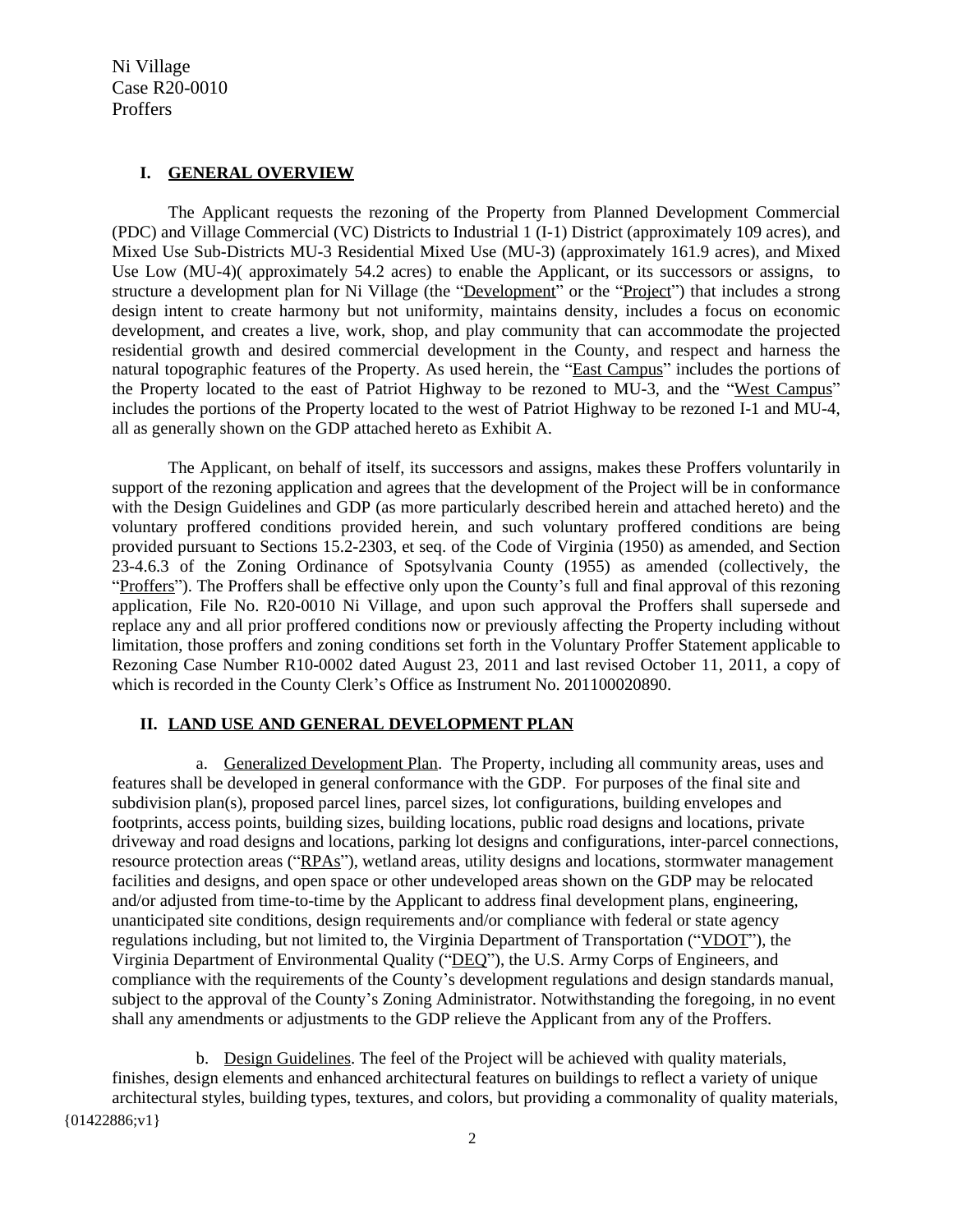Ni Village
Case R20-0010
Proffers

## I. GENERAL OVERVIEW

The Applicant requests the rezoning of the Property from Planned Development Commercial (PDC) and Village Commercial (VC) Districts to Industrial 1 (I-1) District (approximately 109 acres), and Mixed Use Sub-Districts MU-3 Residential Mixed Use (MU-3) (approximately 161.9 acres), and Mixed Use Low (MU-4)( approximately 54.2 acres) to enable the Applicant, or its successors or assigns, to structure a development plan for Ni Village (the "Development" or the "Project") that includes a strong design intent to create harmony but not uniformity, maintains density, includes a focus on economic development, and creates a live, work, shop, and play community that can accommodate the projected residential growth and desired commercial development in the County, and respect and harness the natural topographic features of the Property. As used herein, the "East Campus" includes the portions of the Property located to the east of Patriot Highway to be rezoned to MU-3, and the "West Campus" includes the portions of the Property located to the west of Patriot Highway to be rezoned I-1 and MU-4, all as generally shown on the GDP attached hereto as Exhibit A.

The Applicant, on behalf of itself, its successors and assigns, makes these Proffers voluntarily in support of the rezoning application and agrees that the development of the Project will be in conformance with the Design Guidelines and GDP (as more particularly described herein and attached hereto) and the voluntary proffered conditions provided herein, and such voluntary proffered conditions are being provided pursuant to Sections 15.2-2303, et seq. of the Code of Virginia (1950) as amended, and Section 23-4.6.3 of the Zoning Ordinance of Spotsylvania County (1955) as amended (collectively, the "Proffers"). The Proffers shall be effective only upon the County's full and final approval of this rezoning application, File No. R20-0010 Ni Village, and upon such approval the Proffers shall supersede and replace any and all prior proffered conditions now or previously affecting the Property including without limitation, those proffers and zoning conditions set forth in the Voluntary Proffer Statement applicable to Rezoning Case Number R10-0002 dated August 23, 2011 and last revised October 11, 2011, a copy of which is recorded in the County Clerk's Office as Instrument No. 201100020890.

## II. LAND USE AND GENERAL DEVELOPMENT PLAN

a. Generalized Development Plan. The Property, including all community areas, uses and features shall be developed in general conformance with the GDP. For purposes of the final site and subdivision plan(s), proposed parcel lines, parcel sizes, lot configurations, building envelopes and footprints, access points, building sizes, building locations, public road designs and locations, private driveway and road designs and locations, parking lot designs and configurations, inter-parcel connections, resource protection areas ("RPAs"), wetland areas, utility designs and locations, stormwater management facilities and designs, and open space or other undeveloped areas shown on the GDP may be relocated and/or adjusted from time-to-time by the Applicant to address final development plans, engineering, unanticipated site conditions, design requirements and/or compliance with federal or state agency regulations including, but not limited to, the Virginia Department of Transportation ("VDOT"), the Virginia Department of Environmental Quality ("DEQ"), the U.S. Army Corps of Engineers, and compliance with the requirements of the County's development regulations and design standards manual, subject to the approval of the County's Zoning Administrator. Notwithstanding the foregoing, in no event shall any amendments or adjustments to the GDP relieve the Applicant from any of the Proffers.

b. Design Guidelines. The feel of the Project will be achieved with quality materials, finishes, design elements and enhanced architectural features on buildings to reflect a variety of unique architectural styles, building types, textures, and colors, but providing a commonality of quality materials,

{01422886;v1}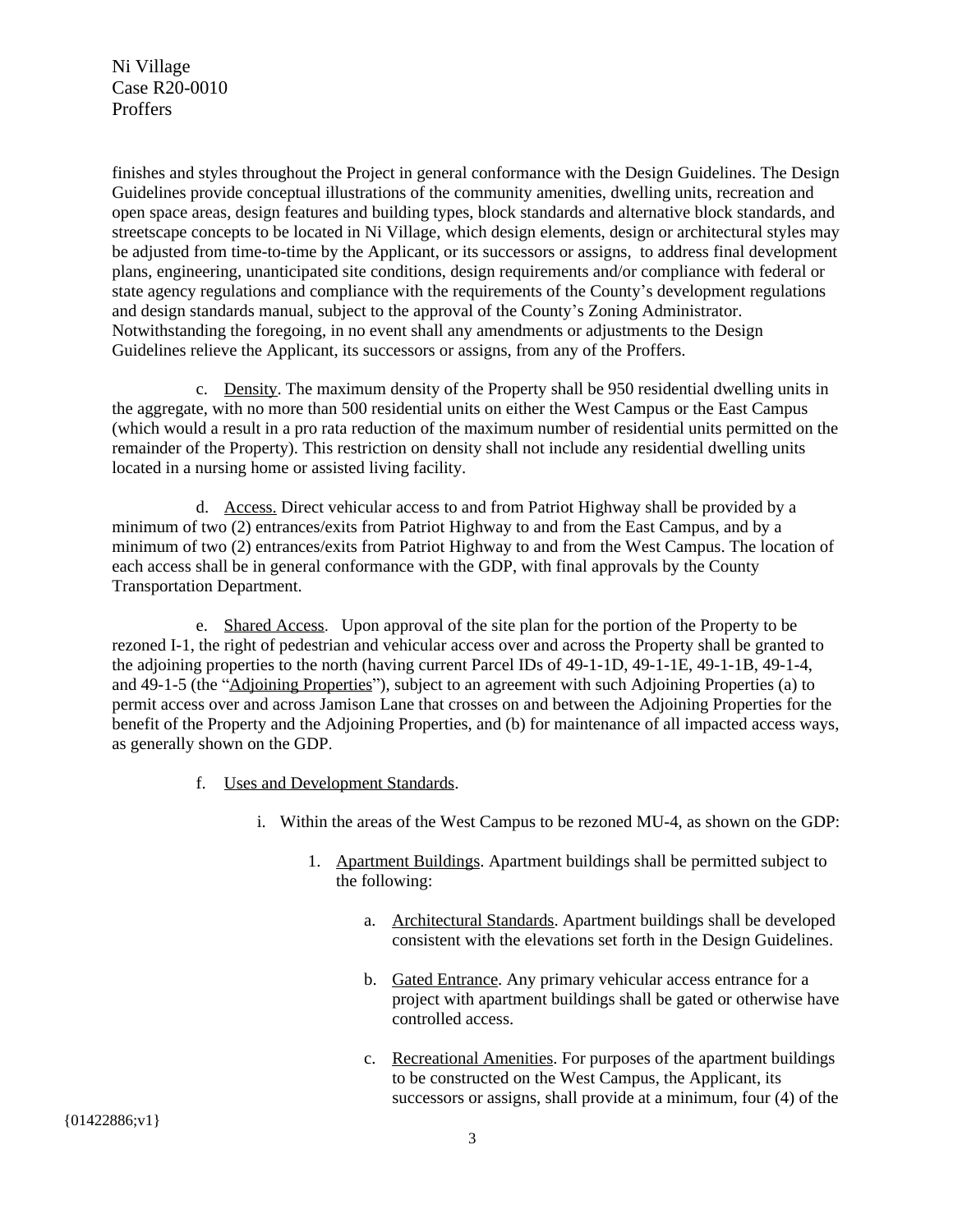finishes and styles throughout the Project in general conformance with the Design Guidelines. The Design Guidelines provide conceptual illustrations of the community amenities, dwelling units, recreation and open space areas, design features and building types, block standards and alternative block standards, and streetscape concepts to be located in Ni Village, which design elements, design or architectural styles may be adjusted from time-to-time by the Applicant, or its successors or assigns, to address final development plans, engineering, unanticipated site conditions, design requirements and/or compliance with federal or state agency regulations and compliance with the requirements of the County's development regulations and design standards manual, subject to the approval of the County's Zoning Administrator. Notwithstanding the foregoing, in no event shall any amendments or adjustments to the Design Guidelines relieve the Applicant, its successors or assigns, from any of the Proffers.

c. Density. The maximum density of the Property shall be 950 residential dwelling units in the aggregate, with no more than 500 residential units on either the West Campus or the East Campus (which would a result in a pro rata reduction of the maximum number of residential units permitted on the remainder of the Property). This restriction on density shall not include any residential dwelling units located in a nursing home or assisted living facility.

d. Access. Direct vehicular access to and from Patriot Highway shall be provided by a minimum of two (2) entrances/exits from Patriot Highway to and from the East Campus, and by a minimum of two (2) entrances/exits from Patriot Highway to and from the West Campus. The location of each access shall be in general conformance with the GDP, with final approvals by the County Transportation Department.

e. Shared Access. Upon approval of the site plan for the portion of the Property to be rezoned I-1, the right of pedestrian and vehicular access over and across the Property shall be granted to the adjoining properties to the north (having current Parcel IDs of 49-1-1D, 49-1-1E, 49-1-1B, 49-1-4, and 49-1-5 (the "Adjoining Properties"), subject to an agreement with such Adjoining Properties (a) to permit access over and across Jamison Lane that crosses on and between the Adjoining Properties for the benefit of the Property and the Adjoining Properties, and (b) for maintenance of all impacted access ways, as generally shown on the GDP.

f. Uses and Development Standards.

i. Within the areas of the West Campus to be rezoned MU-4, as shown on the GDP:

1. Apartment Buildings. Apartment buildings shall be permitted subject to the following:

a. Architectural Standards. Apartment buildings shall be developed consistent with the elevations set forth in the Design Guidelines.

b. Gated Entrance. Any primary vehicular access entrance for a project with apartment buildings shall be gated or otherwise have controlled access.

c. Recreational Amenities. For purposes of the apartment buildings to be constructed on the West Campus, the Applicant, its successors or assigns, shall provide at a minimum, four (4) of the

{01422886;v1}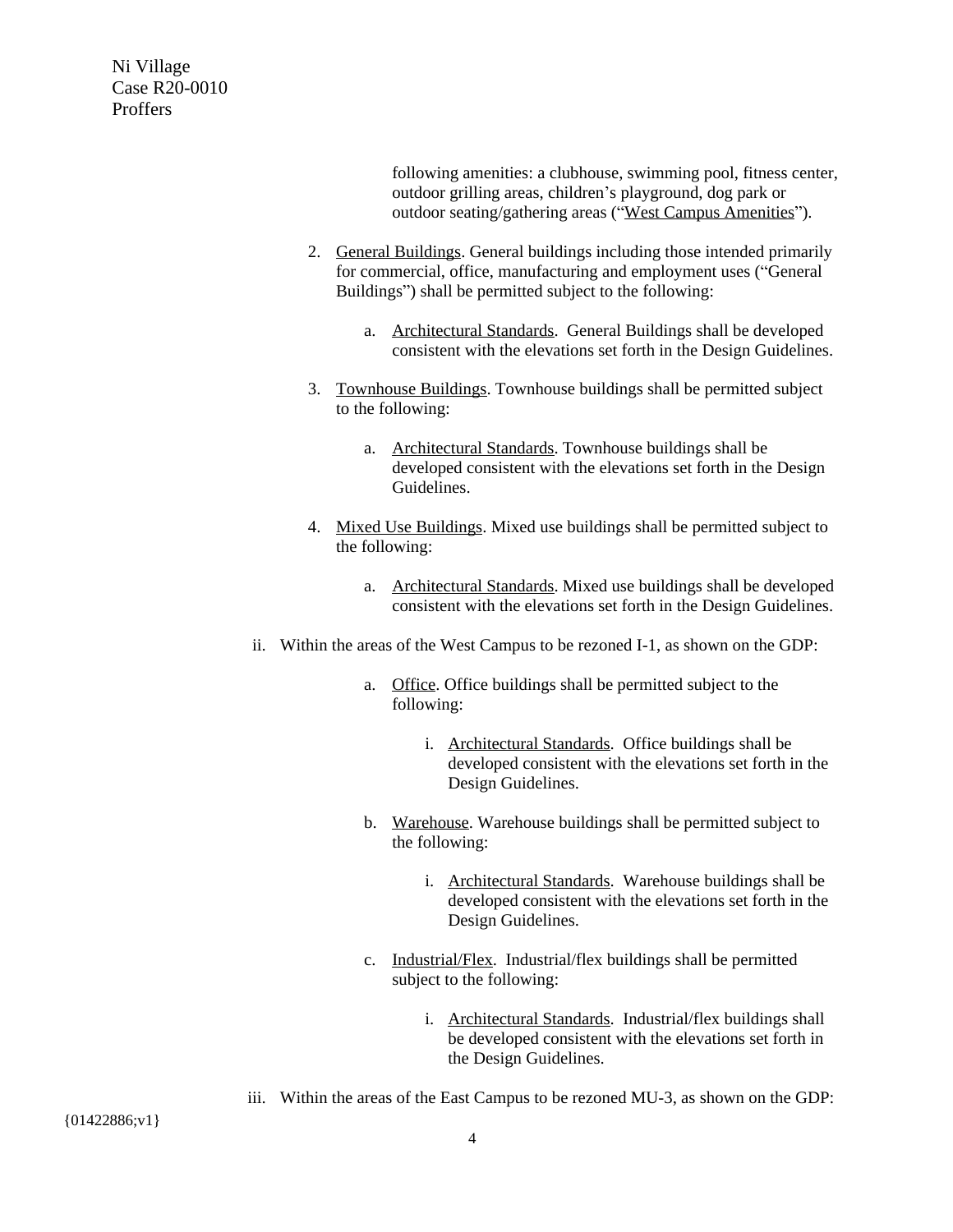following amenities: a clubhouse, swimming pool, fitness center, outdoor grilling areas, children's playground, dog park or outdoor seating/gathering areas ("<u>West Campus Amenities</u>").

2. <u>General Buildings</u>. General buildings including those intended primarily for commercial, office, manufacturing and employment uses ("General Buildings") shall be permitted subject to the following:

    a. <u>Architectural Standards</u>. General Buildings shall be developed consistent with the elevations set forth in the Design Guidelines.

3. <u>Townhouse Buildings</u>. Townhouse buildings shall be permitted subject to the following:

    a. <u>Architectural Standards</u>. Townhouse buildings shall be developed consistent with the elevations set forth in the Design Guidelines.

4. <u>Mixed Use Buildings</u>. Mixed use buildings shall be permitted subject to the following:

    a. <u>Architectural Standards</u>. Mixed use buildings shall be developed consistent with the elevations set forth in the Design Guidelines.

ii. Within the areas of the West Campus to be rezoned I-1, as shown on the GDP:

a. <u>Office</u>. Office buildings shall be permitted subject to the following:

    i. <u>Architectural Standards</u>. Office buildings shall be developed consistent with the elevations set forth in the Design Guidelines.

b. <u>Warehouse</u>. Warehouse buildings shall be permitted subject to the following:

    i. <u>Architectural Standards</u>. Warehouse buildings shall be developed consistent with the elevations set forth in the Design Guidelines.

c. <u>Industrial/Flex</u>. Industrial/flex buildings shall be permitted subject to the following:

    i. <u>Architectural Standards</u>. Industrial/flex buildings shall be developed consistent with the elevations set forth in the Design Guidelines.

iii. Within the areas of the East Campus to be rezoned MU-3, as shown on the GDP: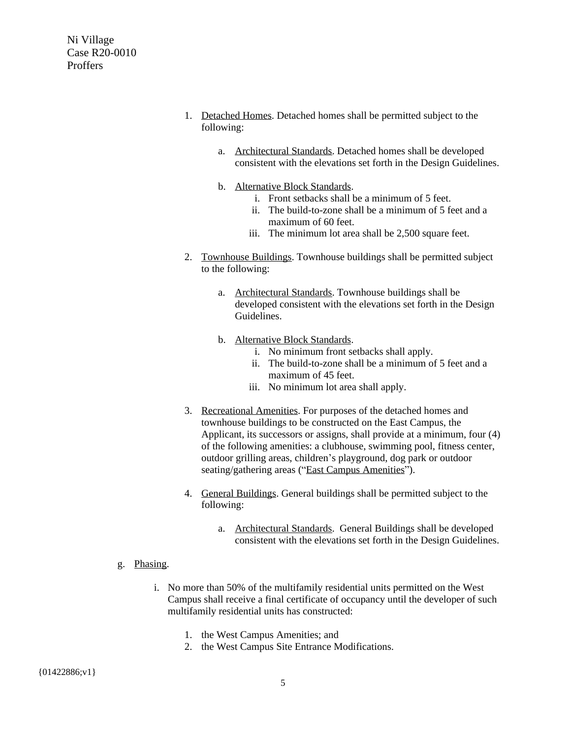1. Detached Homes. Detached homes shall be permitted subject to the following:

    a. Architectural Standards. Detached homes shall be developed consistent with the elevations set forth in the Design Guidelines.

    b. Alternative Block Standards.
        i. Front setbacks shall be a minimum of 5 feet.
        ii. The build-to-zone shall be a minimum of 5 feet and a maximum of 60 feet.
        iii. The minimum lot area shall be 2,500 square feet.

2. Townhouse Buildings. Townhouse buildings shall be permitted subject to the following:

    a. Architectural Standards. Townhouse buildings shall be developed consistent with the elevations set forth in the Design Guidelines.

    b. Alternative Block Standards.
        i. No minimum front setbacks shall apply.
        ii. The build-to-zone shall be a minimum of 5 feet and a maximum of 45 feet.
        iii. No minimum lot area shall apply.

3. Recreational Amenities. For purposes of the detached homes and townhouse buildings to be constructed on the East Campus, the Applicant, its successors or assigns, shall provide at a minimum, four (4) of the following amenities: a clubhouse, swimming pool, fitness center, outdoor grilling areas, children's playground, dog park or outdoor seating/gathering areas ("East Campus Amenities").

4. General Buildings. General buildings shall be permitted subject to the following:

    a. Architectural Standards. General Buildings shall be developed consistent with the elevations set forth in the Design Guidelines.

g. Phasing.

i. No more than 50% of the multifamily residential units permitted on the West Campus shall receive a final certificate of occupancy until the developer of such multifamily residential units has constructed:

1. the West Campus Amenities; and
2. the West Campus Site Entrance Modifications.

{01422886;v1}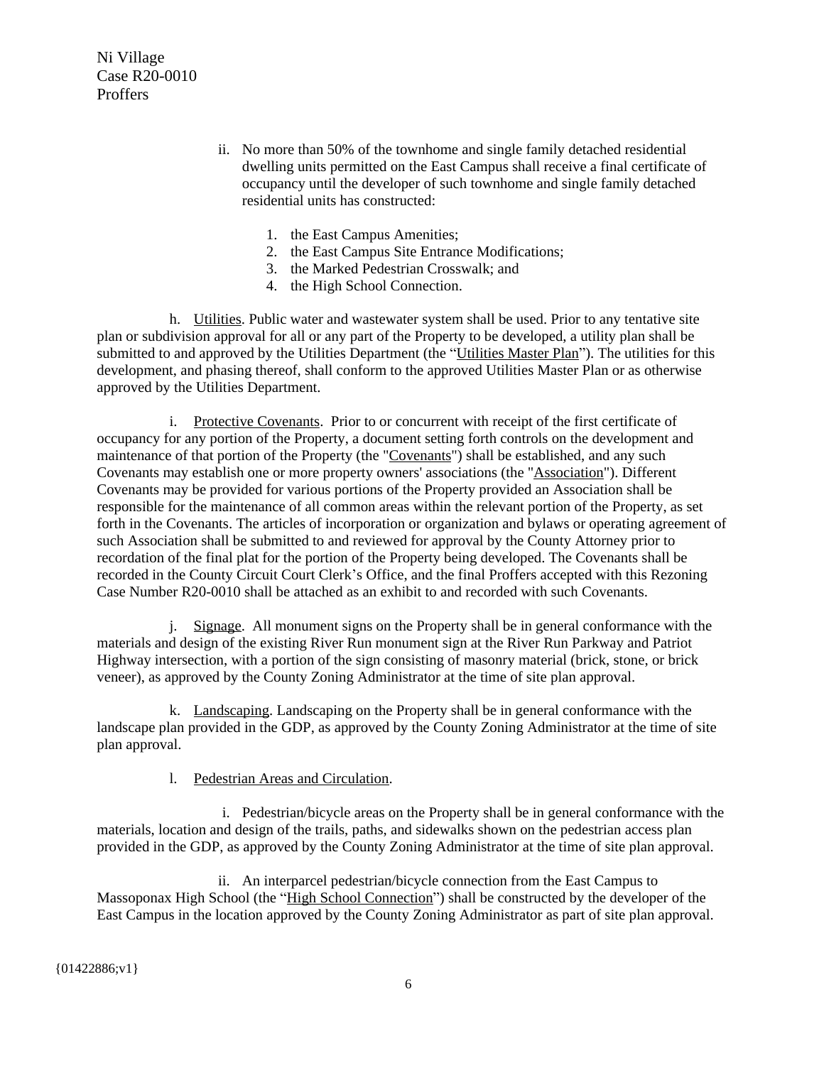ii. No more than 50% of the townhome and single family detached residential dwelling units permitted on the East Campus shall receive a final certificate of occupancy until the developer of such townhome and single family detached residential units has constructed:

1. the East Campus Amenities;
2. the East Campus Site Entrance Modifications;
3. the Marked Pedestrian Crosswalk; and
4. the High School Connection.

h. Utilities. Public water and wastewater system shall be used. Prior to any tentative site plan or subdivision approval for all or any part of the Property to be developed, a utility plan shall be submitted to and approved by the Utilities Department (the "Utilities Master Plan"). The utilities for this development, and phasing thereof, shall conform to the approved Utilities Master Plan or as otherwise approved by the Utilities Department.

i. Protective Covenants. Prior to or concurrent with receipt of the first certificate of occupancy for any portion of the Property, a document setting forth controls on the development and maintenance of that portion of the Property (the "Covenants") shall be established, and any such Covenants may establish one or more property owners' associations (the "Association"). Different Covenants may be provided for various portions of the Property provided an Association shall be responsible for the maintenance of all common areas within the relevant portion of the Property, as set forth in the Covenants. The articles of incorporation or organization and bylaws or operating agreement of such Association shall be submitted to and reviewed for approval by the County Attorney prior to recordation of the final plat for the portion of the Property being developed. The Covenants shall be recorded in the County Circuit Court Clerk's Office, and the final Proffers accepted with this Rezoning Case Number R20-0010 shall be attached as an exhibit to and recorded with such Covenants.

j. Signage. All monument signs on the Property shall be in general conformance with the materials and design of the existing River Run monument sign at the River Run Parkway and Patriot Highway intersection, with a portion of the sign consisting of masonry material (brick, stone, or brick veneer), as approved by the County Zoning Administrator at the time of site plan approval.

k. Landscaping. Landscaping on the Property shall be in general conformance with the landscape plan provided in the GDP, as approved by the County Zoning Administrator at the time of site plan approval.

l. Pedestrian Areas and Circulation.

i. Pedestrian/bicycle areas on the Property shall be in general conformance with the materials, location and design of the trails, paths, and sidewalks shown on the pedestrian access plan provided in the GDP, as approved by the County Zoning Administrator at the time of site plan approval.

ii. An interparcel pedestrian/bicycle connection from the East Campus to Massoponax High School (the "High School Connection") shall be constructed by the developer of the East Campus in the location approved by the County Zoning Administrator as part of site plan approval.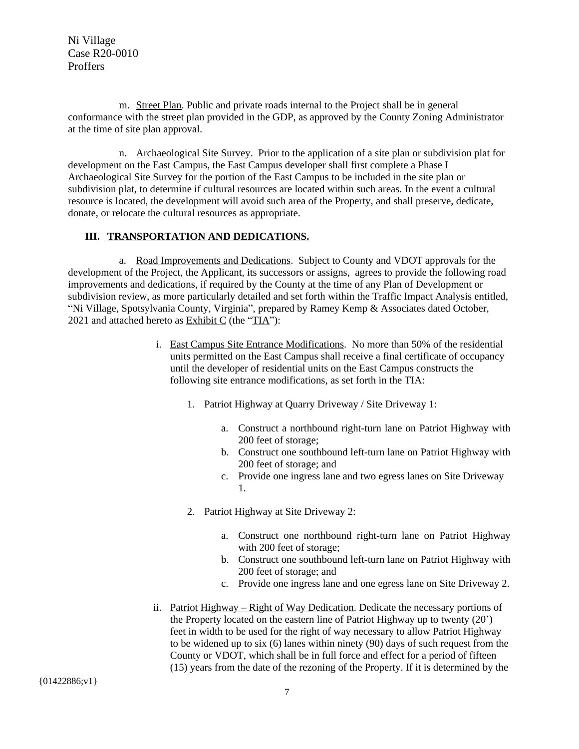m. Street Plan. Public and private roads internal to the Project shall be in general conformance with the street plan provided in the GDP, as approved by the County Zoning Administrator at the time of site plan approval.

n. Archaeological Site Survey. Prior to the application of a site plan or subdivision plat for development on the East Campus, the East Campus developer shall first complete a Phase I Archaeological Site Survey for the portion of the East Campus to be included in the site plan or subdivision plat, to determine if cultural resources are located within such areas. In the event a cultural resource is located, the development will avoid such area of the Property, and shall preserve, dedicate, donate, or relocate the cultural resources as appropriate.

## III. TRANSPORTATION AND DEDICATIONS.

a. Road Improvements and Dedications. Subject to County and VDOT approvals for the development of the Project, the Applicant, its successors or assigns, agrees to provide the following road improvements and dedications, if required by the County at the time of any Plan of Development or subdivision review, as more particularly detailed and set forth within the Traffic Impact Analysis entitled, "Ni Village, Spotsylvania County, Virginia", prepared by Ramey Kemp & Associates dated October, 2021 and attached hereto as Exhibit C (the "TIA"):

i. East Campus Site Entrance Modifications. No more than 50% of the residential units permitted on the East Campus shall receive a final certificate of occupancy until the developer of residential units on the East Campus constructs the following site entrance modifications, as set forth in the TIA:

1. Patriot Highway at Quarry Driveway / Site Driveway 1:

   a. Construct a northbound right-turn lane on Patriot Highway with 200 feet of storage;
   b. Construct one southbound left-turn lane on Patriot Highway with 200 feet of storage; and
   c. Provide one ingress lane and two egress lanes on Site Driveway 1.

2. Patriot Highway at Site Driveway 2:

   a. Construct one northbound right-turn lane on Patriot Highway with 200 feet of storage;
   b. Construct one southbound left-turn lane on Patriot Highway with 200 feet of storage; and
   c. Provide one ingress lane and one egress lane on Site Driveway 2.

ii. Patriot Highway – Right of Way Dedication. Dedicate the necessary portions of the Property located on the eastern line of Patriot Highway up to twenty (20') feet in width to be used for the right of way necessary to allow Patriot Highway to be widened up to six (6) lanes within ninety (90) days of such request from the County or VDOT, which shall be in full force and effect for a period of fifteen (15) years from the date of the rezoning of the Property. If it is determined by the

{01422886;v1}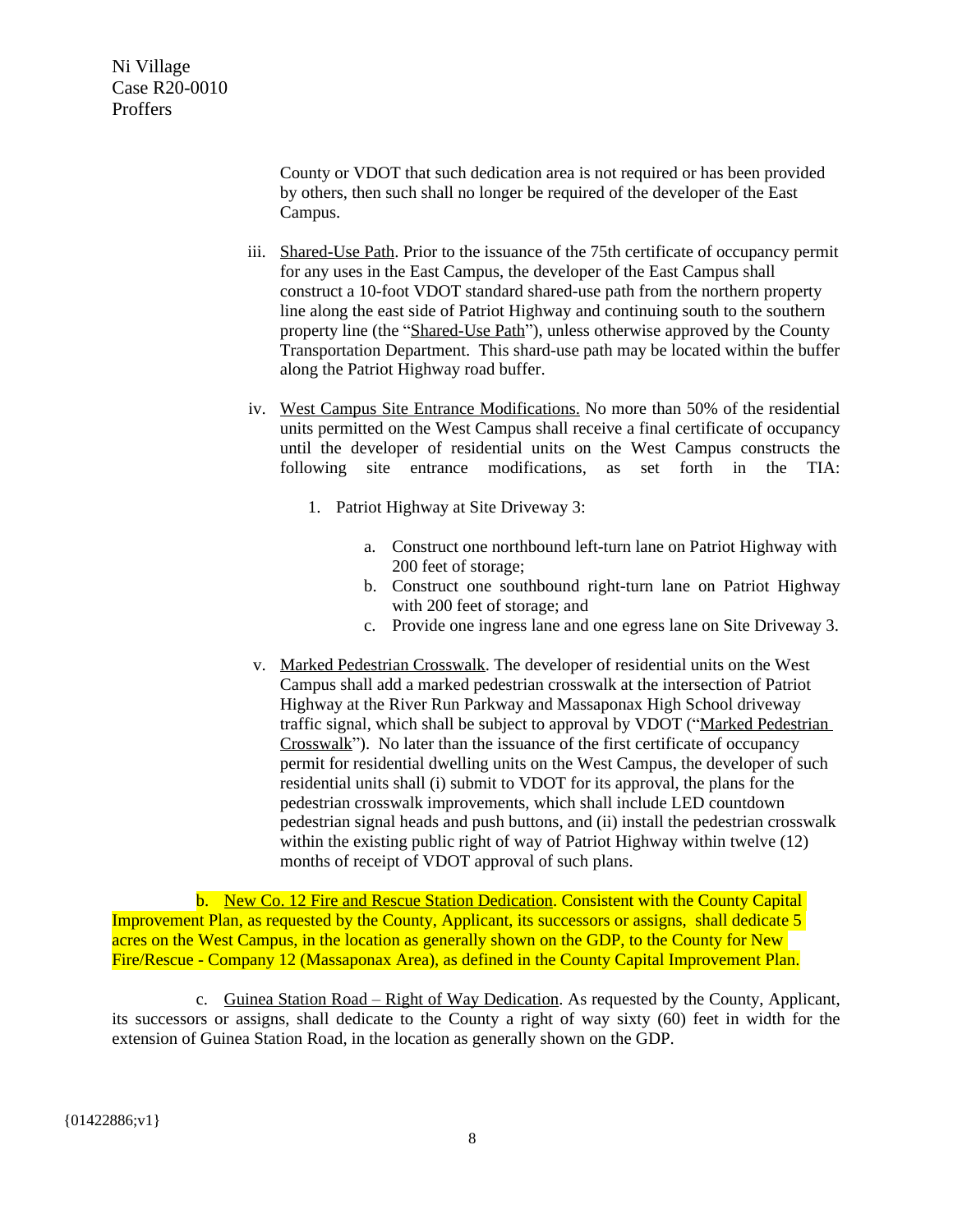County or VDOT that such dedication area is not required or has been provided by others, then such shall no longer be required of the developer of the East Campus.

iii. Shared-Use Path. Prior to the issuance of the 75th certificate of occupancy permit for any uses in the East Campus, the developer of the East Campus shall construct a 10-foot VDOT standard shared-use path from the northern property line along the east side of Patriot Highway and continuing south to the southern property line (the "Shared-Use Path"), unless otherwise approved by the County Transportation Department. This shard-use path may be located within the buffer along the Patriot Highway road buffer.

iv. West Campus Site Entrance Modifications. No more than 50% of the residential units permitted on the West Campus shall receive a final certificate of occupancy until the developer of residential units on the West Campus constructs the following site entrance modifications, as set forth in the TIA:

1. Patriot Highway at Site Driveway 3:

   a. Construct one northbound left-turn lane on Patriot Highway with 200 feet of storage;
   b. Construct one southbound right-turn lane on Patriot Highway with 200 feet of storage; and
   c. Provide one ingress lane and one egress lane on Site Driveway 3.

v. Marked Pedestrian Crosswalk. The developer of residential units on the West Campus shall add a marked pedestrian crosswalk at the intersection of Patriot Highway at the River Run Parkway and Massaponax High School driveway traffic signal, which shall be subject to approval by VDOT ("Marked Pedestrian Crosswalk"). No later than the issuance of the first certificate of occupancy permit for residential dwelling units on the West Campus, the developer of such residential units shall (i) submit to VDOT for its approval, the plans for the pedestrian crosswalk improvements, which shall include LED countdown pedestrian signal heads and push buttons, and (ii) install the pedestrian crosswalk within the existing public right of way of Patriot Highway within twelve (12) months of receipt of VDOT approval of such plans.

b. New Co. 12 Fire and Rescue Station Dedication. Consistent with the County Capital Improvement Plan, as requested by the County, Applicant, its successors or assigns, shall dedicate 5 acres on the West Campus, in the location as generally shown on the GDP, to the County for New Fire/Rescue - Company 12 (Massaponax Area), as defined in the County Capital Improvement Plan.

c. Guinea Station Road – Right of Way Dedication. As requested by the County, Applicant, its successors or assigns, shall dedicate to the County a right of way sixty (60) feet in width for the extension of Guinea Station Road, in the location as generally shown on the GDP.

{01422886;v1}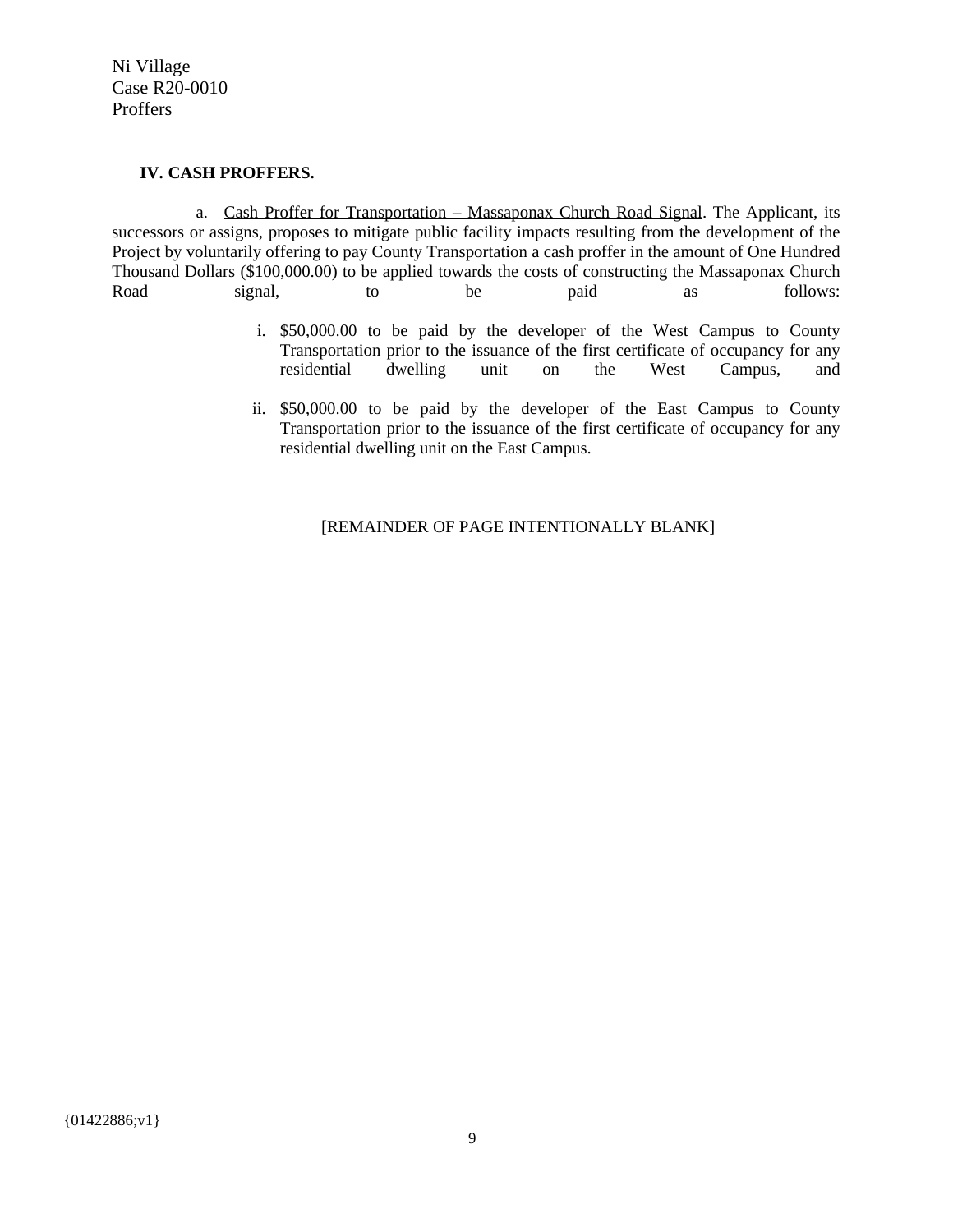## IV. CASH PROFFERS.

a. Cash Proffer for Transportation – Massaponax Church Road Signal. The Applicant, its successors or assigns, proposes to mitigate public facility impacts resulting from the development of the Project by voluntarily offering to pay County Transportation a cash proffer in the amount of One Hundred Thousand Dollars ($100,000.00) to be applied towards the costs of constructing the Massaponax Church Road signal, to be paid as follows:

i. $50,000.00 to be paid by the developer of the West Campus to County Transportation prior to the issuance of the first certificate of occupancy for any residential dwelling unit on the West Campus, and

ii. $50,000.00 to be paid by the developer of the East Campus to County Transportation prior to the issuance of the first certificate of occupancy for any residential dwelling unit on the East Campus.

[REMAINDER OF PAGE INTENTIONALLY BLANK]

{01422886;v1}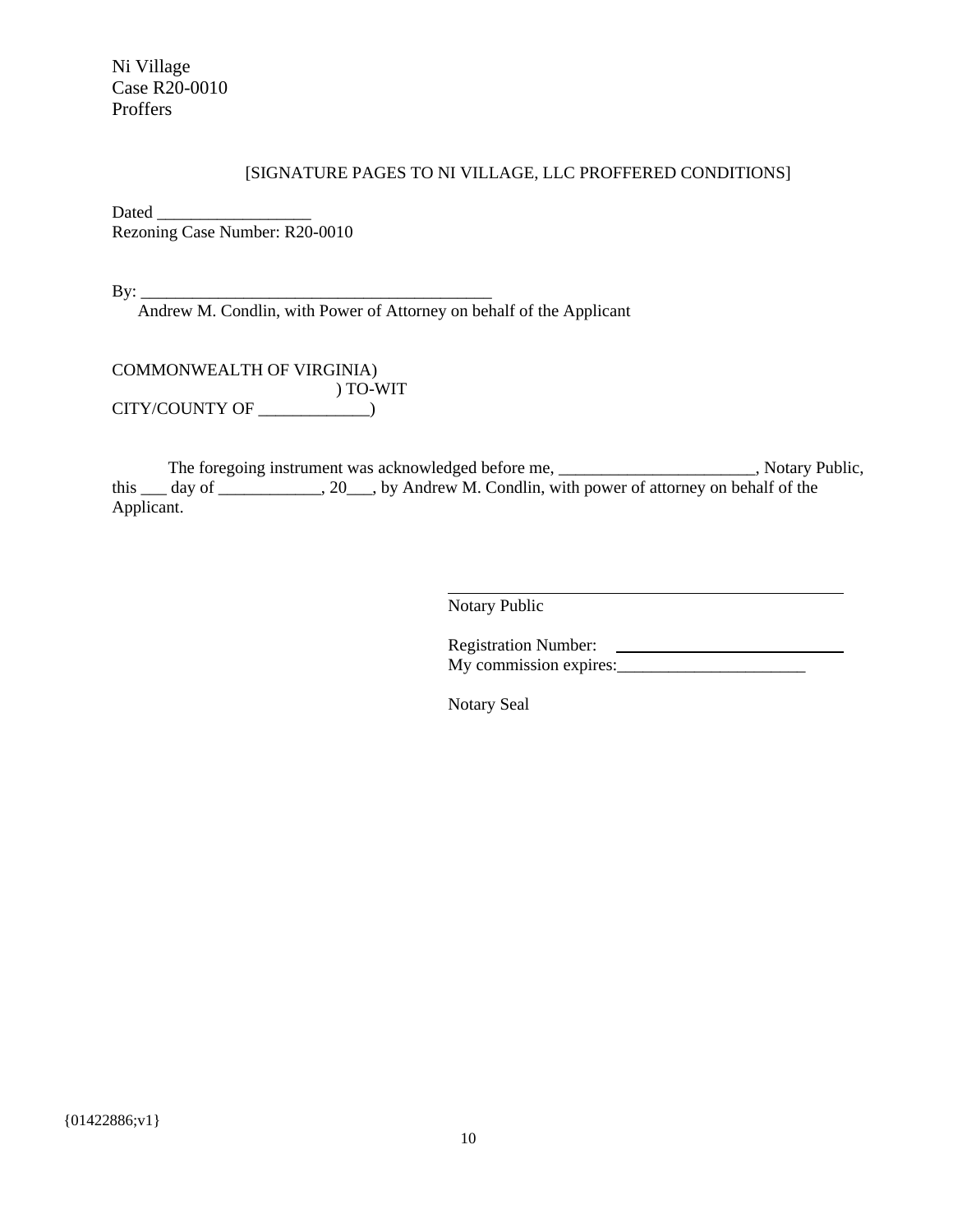Ni Village
Case R20-0010
Proffers

[SIGNATURE PAGES TO NI VILLAGE, LLC PROFFERED CONDITIONS]

Dated __________________
Rezoning Case Number: R20-0010

By: __________________________________________
Andrew M. Condlin, with Power of Attorney on behalf of the Applicant

COMMONWEALTH OF VIRGINIA)
) TO-WIT
CITY/COUNTY OF _____________)

The foregoing instrument was acknowledged before me, _______________________, Notary Public, this ___ day of ____________, 20___, by Andrew M. Condlin, with power of attorney on behalf of the Applicant.

______________________________________
Notary Public

Registration Number: ______________________
My commission expires:______________________

Notary Seal

{01422886;v1}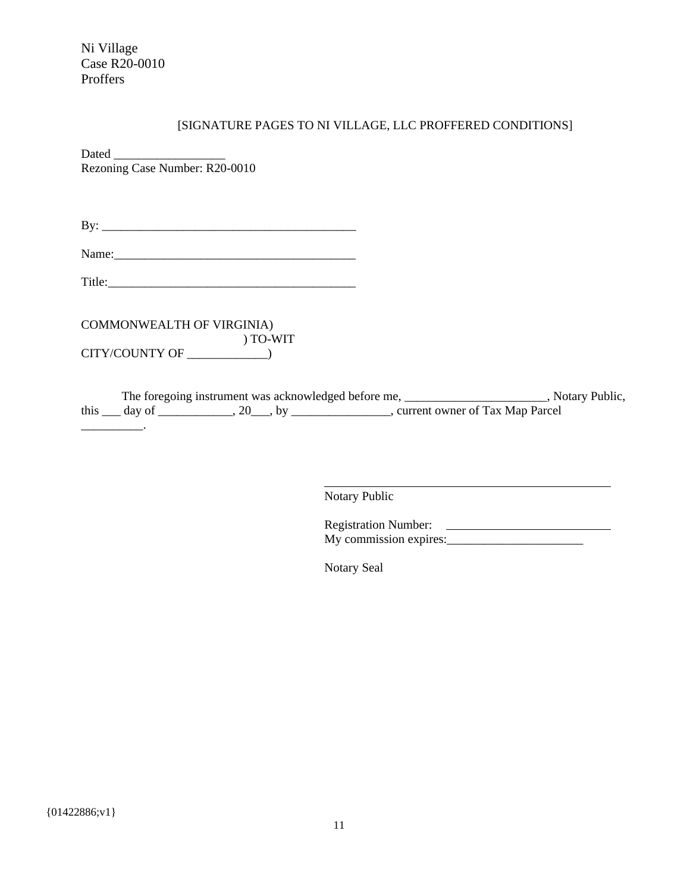[SIGNATURE PAGES TO NI VILLAGE, LLC PROFFERED CONDITIONS]

Dated __________________
Rezoning Case Number: R20-0010

By: ________________________________________

Name:______________________________________

Title:_______________________________________

COMMONWEALTH OF VIRGINIA)
) TO-WIT
CITY/COUNTY OF _____________)

The foregoing instrument was acknowledged before me, _______________________, Notary Public, this ___ day of ____________, 20___, by ________________, current owner of Tax Map Parcel __________.

_______________________________________
Notary Public

Registration Number: ___________________________
My commission expires:_______________________

Notary Seal

{01422886;v1}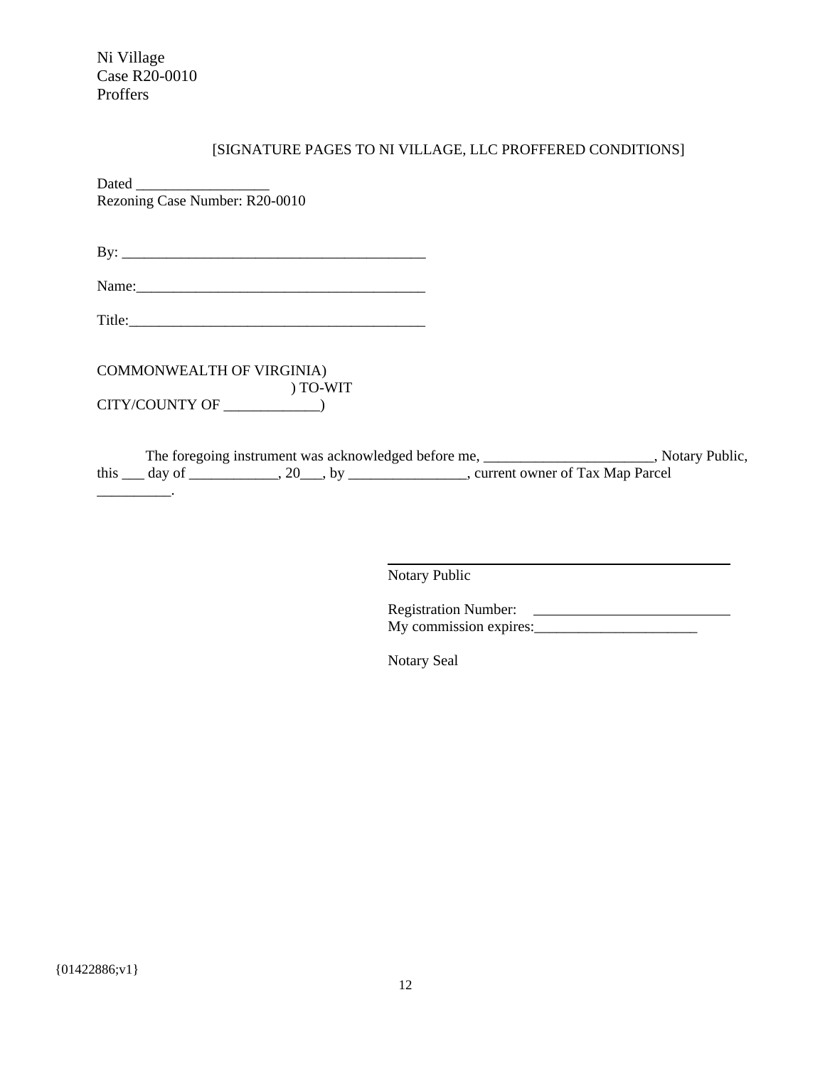Ni Village
Case R20-0010
Proffers

[SIGNATURE PAGES TO NI VILLAGE, LLC PROFFERED CONDITIONS]

Dated __________________
Rezoning Case Number: R20-0010

By: ___________________________________________

Name:_________________________________________

Title:_________________________________________

COMMONWEALTH OF VIRGINIA)
) TO-WIT
CITY/COUNTY OF _____________)

The foregoing instrument was acknowledged before me, _______________________, Notary Public, this ___ day of ____________, 20___, by ________________, current owner of Tax Map Parcel __________.

_____________________________________________
Notary Public

Registration Number: ___________________________
My commission expires:_______________________

Notary Seal

{01422886;v1}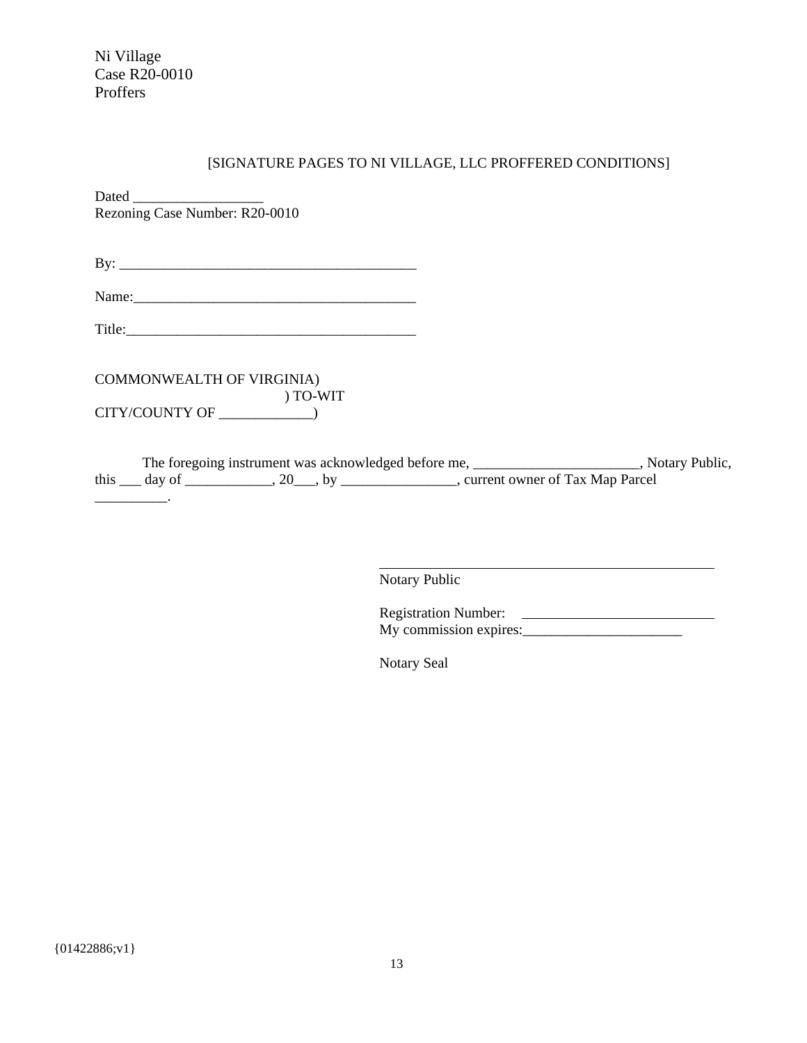[SIGNATURE PAGES TO NI VILLAGE, LLC PROFFERED CONDITIONS]

Dated __________________
Rezoning Case Number: R20-0010

By: _________________________________________

Name:________________________________________

Title:_________________________________________

COMMONWEALTH OF VIRGINIA)
) TO-WIT
CITY/COUNTY OF _____________)

The foregoing instrument was acknowledged before me, _______________________, Notary Public, this ___ day of ____________, 20___, by ________________, current owner of Tax Map Parcel __________.

_________________________________________
Notary Public

Registration Number: ___________________________
My commission expires:_______________________

Notary Seal

{01422886;v1}